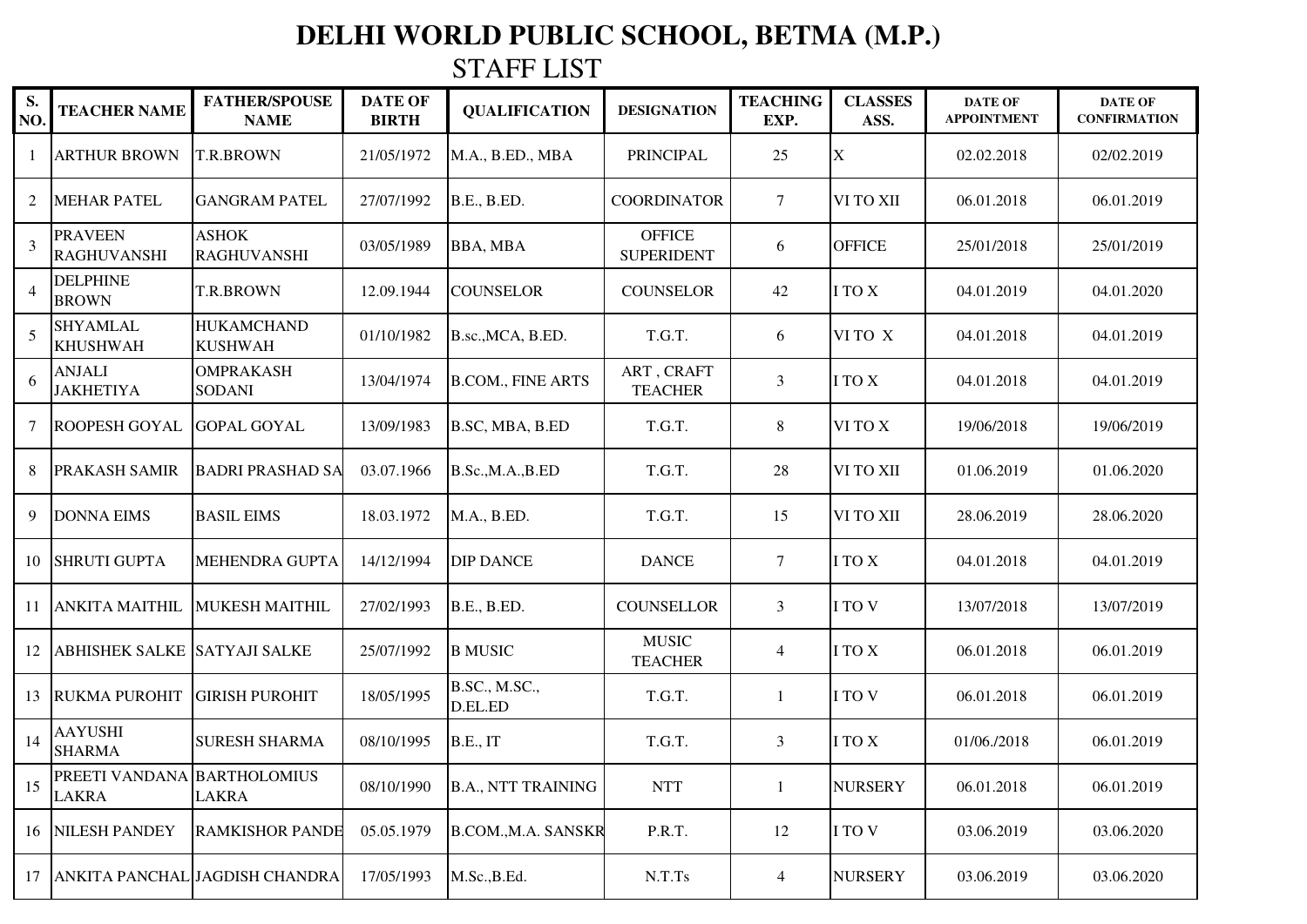# DELHI WORLD PUBLIC SCHOOL, BETMA (M.P.)

## STAFF LIST

| S. NO. | TEACHER NAME | FATHER/SPOUSE NAME | DATE OF BIRTH | QUALIFICATION | DESIGNATION | TEACHING EXP. | CLASSES ASS. | DATE OF APPOINTMENT | DATE OF CONFIRMATION |
|---|---|---|---|---|---|---|---|---|---|
| 1 | ARTHUR BROWN | T.R.BROWN | 21/05/1972 | M.A., B.ED., MBA | PRINCIPAL | 25 | X | 02.02.2018 | 02/02.2019 |
| 2 | MEHAR PATEL | GANGRAM PATEL | 27/07/1992 | B.E., B.ED. | COORDINATOR | 7 | VI TO XII | 06.01.2018 | 06.01.2019 |
| 3 | PRAVEEN RAGHUVANSHI | ASHOK RAGHUVANSHI | 03/05/1989 | BBA, MBA | OFFICE SUPERIDENT | 6 | OFFICE | 25/01/2018 | 25/01/2019 |
| 4 | DELPHINE BROWN | T.R.BROWN | 12.09.1944 | COUNSELOR | COUNSELOR | 42 | I TO X | 04.01.2019 | 04.01.2020 |
| 5 | SHYAMLAL KHUSHWAH | HUKAMCHAND KUSHWAH | 01/10/1982 | B.sc.,MCA, B.ED. | T.G.T. | 6 | VI TO X | 04.01.2018 | 04.01.2019 |
| 6 | ANJALI JAKHETIYA | OMPRAKASH SODANI | 13/04/1974 | B.COM., FINE ARTS | ART , CRAFT TEACHER | 3 | I TO X | 04.01.2018 | 04.01.2019 |
| 7 | ROOPESH GOYAL | GOPAL GOYAL | 13/09/1983 | B.SC, MBA, B.ED | T.G.T. | 8 | VI TO X | 19/06/2018 | 19/06/2019 |
| 8 | PRAKASH SAMIR | BADRI PRASHAD SA | 03.07.1966 | B.Sc.,M.A.,B.ED | T.G.T. | 28 | VI TO XII | 01.06.2019 | 01.06.2020 |
| 9 | DONNA EIMS | BASIL EIMS | 18.03.1972 | M.A., B.ED. | T.G.T. | 15 | VI TO XII | 28.06.2019 | 28.06.2020 |
| 10 | SHRUTI GUPTA | MEHENDRA GUPTA | 14/12/1994 | DIP DANCE | DANCE | 7 | I TO X | 04.01.2018 | 04.01.2019 |
| 11 | ANKITA MAITHIL | MUKESH MAITHIL | 27/02/1993 | B.E., B.ED. | COUNSELLOR | 3 | I TO V | 13/07/2018 | 13/07/2019 |
| 12 | ABHISHEK SALKE | SATYAJI SALKE | 25/07/1992 | B MUSIC | MUSIC TEACHER | 4 | I TO X | 06.01.2018 | 06.01.2019 |
| 13 | RUKMA PUROHIT | GIRISH PUROHIT | 18/05/1995 | B.SC., M.SC., D.EL.ED | T.G.T. | 1 | I TO V | 06.01.2018 | 06.01.2019 |
| 14 | AAYUSHI SHARMA | SURESH SHARMA | 08/10/1995 | B.E., IT | T.G.T. | 3 | I TO X | 01/06./2018 | 06.01.2019 |
| 15 | PREETI VANDANA LAKRA | BARTHOLOMIUS LAKRA | 08/10/1990 | B.A., NTT TRAINING | NTT | 1 | NURSERY | 06.01.2018 | 06.01.2019 |
| 16 | NILESH PANDEY | RAMKISHOR PANDE | 05.05.1979 | B.COM.,M.A. SANSKR | P.R.T. | 12 | I TO V | 03.06.2019 | 03.06.2020 |
| 17 | ANKITA PANCHAL | JAGDISH CHANDRA | 17/05/1993 | M.Sc.,B.Ed. | N.T.Ts | 4 | NURSERY | 03.06.2019 | 03.06.2020 |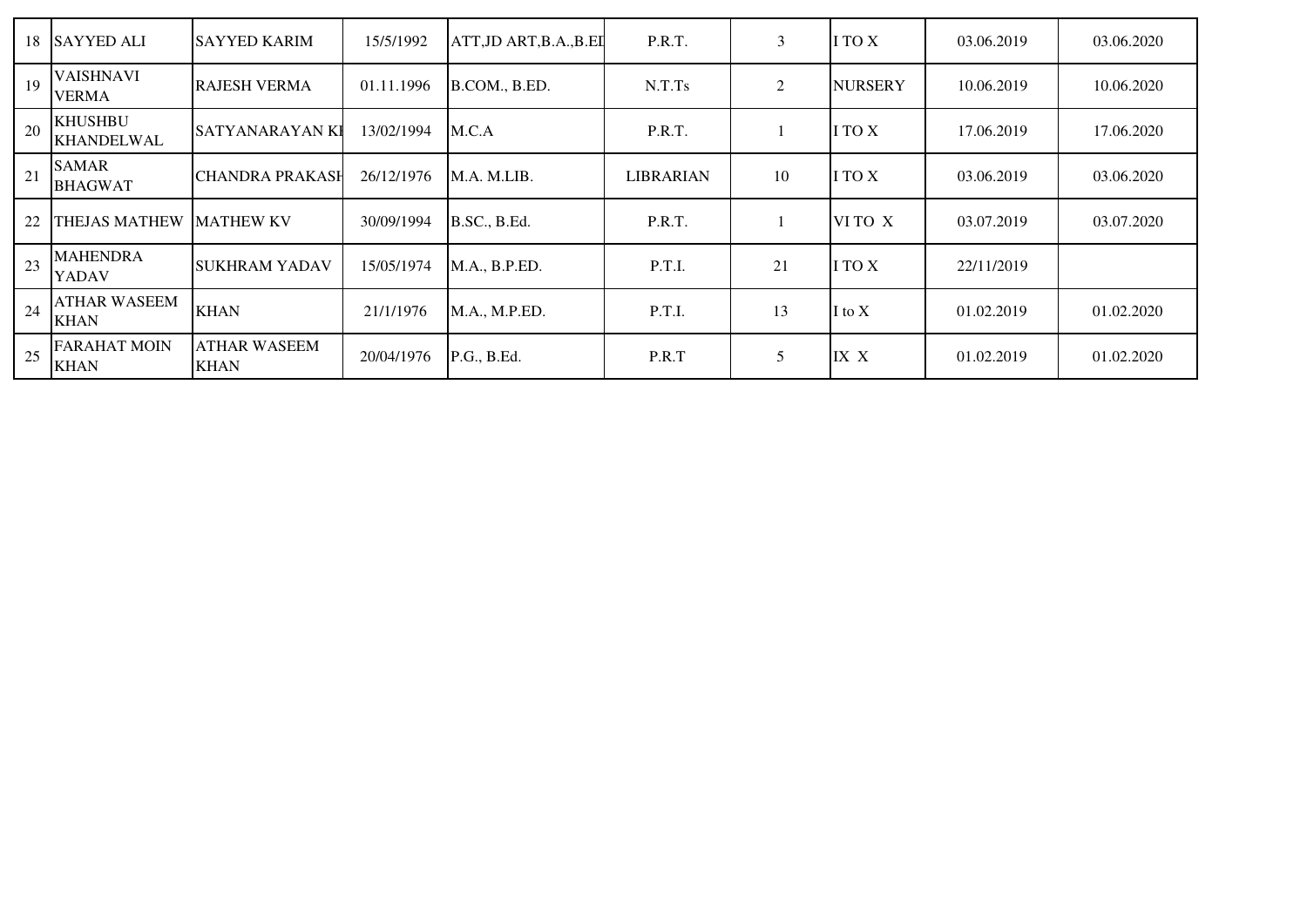| | | | | | | | | | |
|---|---|---|---|---|---|---|---|---|---|
| 18 | SAYYED ALI | SAYYED KARIM | 15/5/1992 | ATT,JD ART,B.A.,B.ED | P.R.T. | 3 | I TO X | 03.06.2019 | 03.06.2020 |
| 19 | VAISHNAVI VERMA | RAJESH VERMA | 01.11.1996 | B.COM., B.ED. | N.T.Ts | 2 | NURSERY | 10.06.2019 | 10.06.2020 |
| 20 | KHUSHBU KHANDELWAL | SATYANARAYAN KI | 13/02/1994 | M.C.A | P.R.T. | 1 | I TO X | 17.06.2019 | 17.06.2020 |
| 21 | SAMAR BHAGWAT | CHANDRA PRAKASH | 26/12/1976 | M.A. M.LIB. | LIBRARIAN | 10 | I TO X | 03.06.2019 | 03.06.2020 |
| 22 | THEJAS MATHEW | MATHEW KV | 30/09/1994 | B.SC., B.Ed. | P.R.T. | 1 | VI TO X | 03.07.2019 | 03.07.2020 |
| 23 | MAHENDRA YADAV | SUKHRAM YADAV | 15/05/1974 | M.A., B.P.ED. | P.T.I. | 21 | I TO X | 22/11/2019 | |
| 24 | ATHAR WASEEM KHAN | KHAN | 21/1/1976 | M.A., M.P.ED. | P.T.I. | 13 | I to X | 01.02.2019 | 01.02.2020 |
| 25 | FARAHAT MOIN KHAN | ATHAR WASEEM KHAN | 20/04/1976 | P.G., B.Ed. | P.R.T | 5 | IX X | 01.02.2019 | 01.02.2020 |